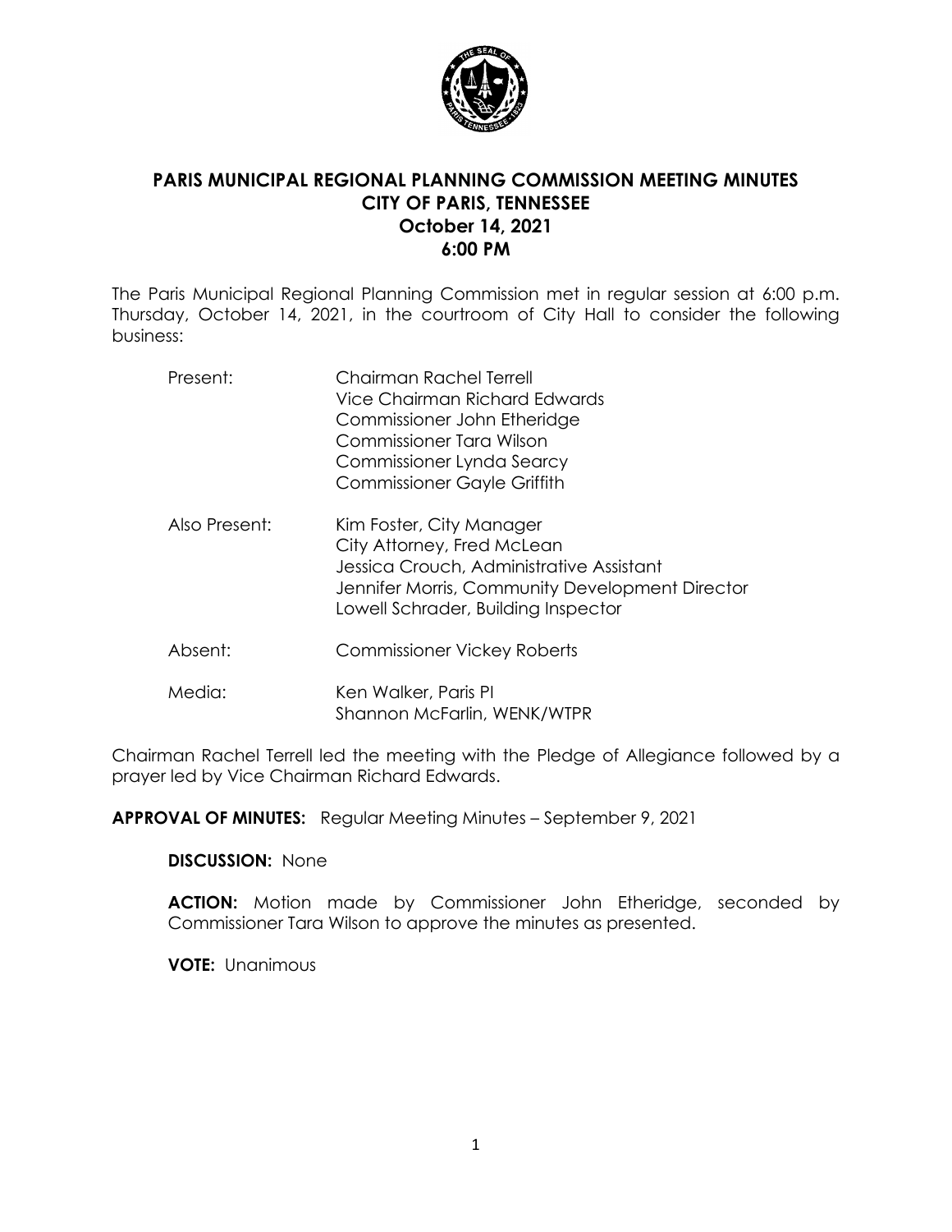# PARIS MUNICIPAL REGIONAL PLANNING COMMISSION MEETING MINUTES
## CITY OF PARIS, TENNESSEE
## October 14, 2021
## 6:00 PM

The Paris Municipal Regional Planning Commission met in regular session at 6:00 p.m. Thursday, October 14, 2021, in the courtroom of City Hall to consider the following business:

| | |
|---|---|
| Present: | Chairman Rachel Terrell<br>Vice Chairman Richard Edwards<br>Commissioner John Etheridge<br>Commissioner Tara Wilson<br>Commissioner Lynda Searcy<br>Commissioner Gayle Griffith |
| Also Present: | Kim Foster, City Manager<br>City Attorney, Fred McLean<br>Jessica Crouch, Administrative Assistant<br>Jennifer Morris, Community Development Director<br>Lowell Schrader, Building Inspector |
| Absent: | Commissioner Vickey Roberts |
| Media: | Ken Walker, Paris PI<br>Shannon McFarlin, WENK/WTPR |

Chairman Rachel Terrell led the meeting with the Pledge of Allegiance followed by a prayer led by Vice Chairman Richard Edwards.

**APPROVAL OF MINUTES:** Regular Meeting Minutes – September 9, 2021

**DISCUSSION:** None

**ACTION:** Motion made by Commissioner John Etheridge, seconded by Commissioner Tara Wilson to approve the minutes as presented.

**VOTE:** Unanimous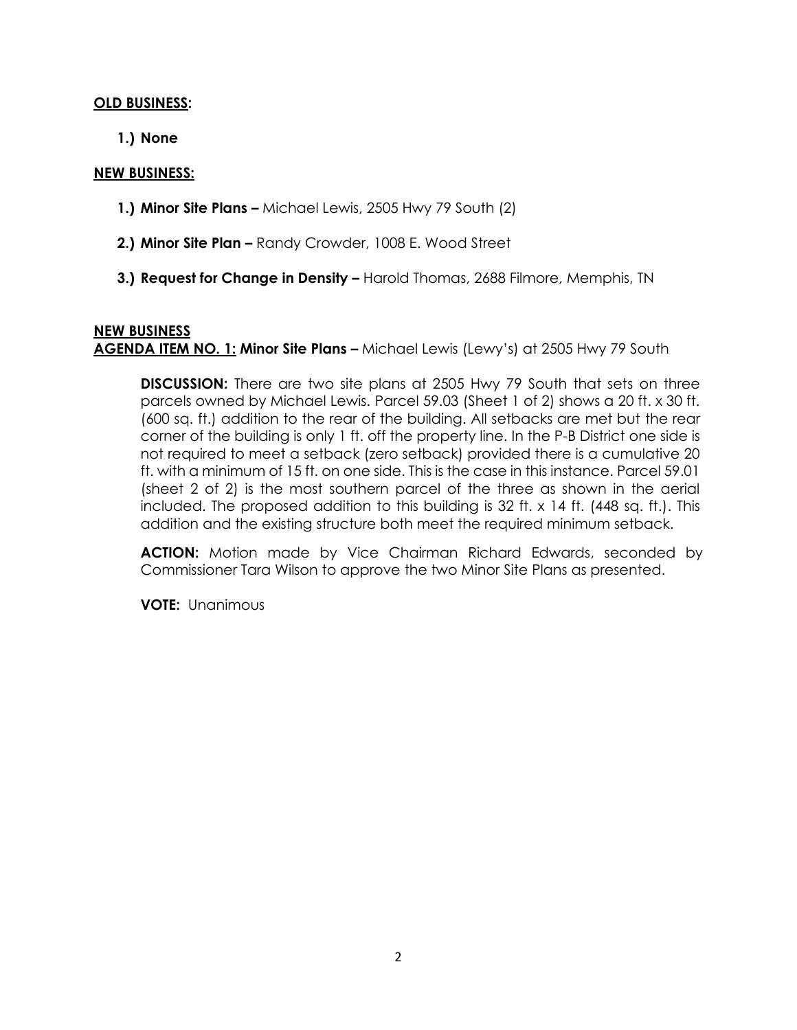**OLD BUSINESS:**

1.) **None**

**NEW BUSINESS:**

1.) **Minor Site Plans –** Michael Lewis, 2505 Hwy 79 South (2)

2.) **Minor Site Plan –** Randy Crowder, 1008 E. Wood Street

3.) **Request for Change in Density –** Harold Thomas, 2688 Filmore, Memphis, TN

**NEW BUSINESS**

**AGENDA ITEM NO. 1: Minor Site Plans –** Michael Lewis (Lewy's) at 2505 Hwy 79 South

**DISCUSSION:** There are two site plans at 2505 Hwy 79 South that sets on three parcels owned by Michael Lewis. Parcel 59.03 (Sheet 1 of 2) shows a 20 ft. x 30 ft. (600 sq. ft.) addition to the rear of the building. All setbacks are met but the rear corner of the building is only 1 ft. off the property line. In the P-B District one side is not required to meet a setback (zero setback) provided there is a cumulative 20 ft. with a minimum of 15 ft. on one side. This is the case in this instance. Parcel 59.01 (sheet 2 of 2) is the most southern parcel of the three as shown in the aerial included. The proposed addition to this building is 32 ft. x 14 ft. (448 sq. ft.). This addition and the existing structure both meet the required minimum setback.

**ACTION:** Motion made by Vice Chairman Richard Edwards, seconded by Commissioner Tara Wilson to approve the two Minor Site Plans as presented.

**VOTE:** Unanimous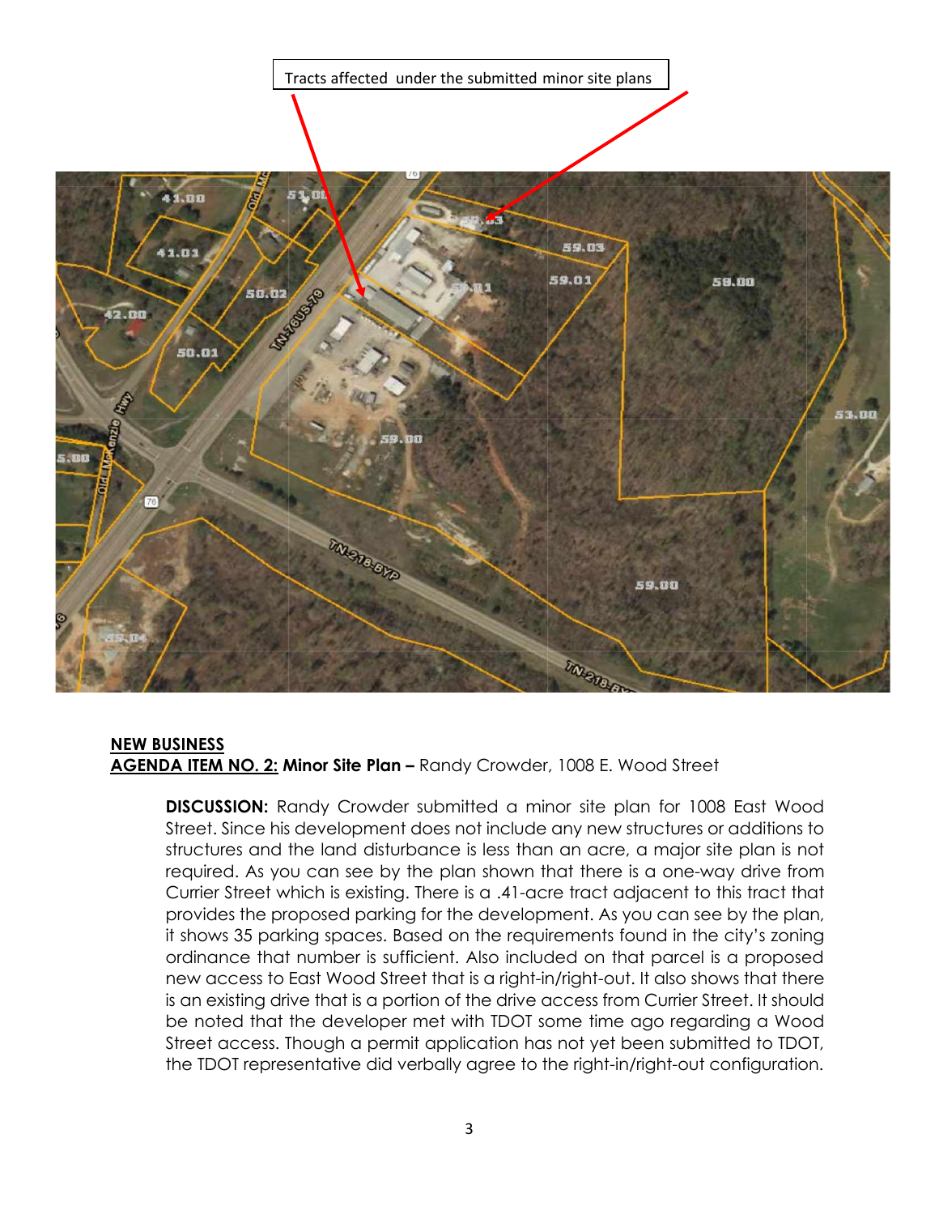Tracts affected under the submitted minor site plans

**NEW BUSINESS**

**AGENDA ITEM NO. 2: Minor Site Plan –** Randy Crowder, 1008 E. Wood Street

**DISCUSSION:** Randy Crowder submitted a minor site plan for 1008 East Wood Street. Since his development does not include any new structures or additions to structures and the land disturbance is less than an acre, a major site plan is not required. As you can see by the plan shown that there is a one-way drive from Currier Street which is existing. There is a .41-acre tract adjacent to this tract that provides the proposed parking for the development. As you can see by the plan, it shows 35 parking spaces. Based on the requirements found in the city's zoning ordinance that number is sufficient. Also included on that parcel is a proposed new access to East Wood Street that is a right-in/right-out. It also shows that there is an existing drive that is a portion of the drive access from Currier Street. It should be noted that the developer met with TDOT some time ago regarding a Wood Street access. Though a permit application has not yet been submitted to TDOT, the TDOT representative did verbally agree to the right-in/right-out configuration.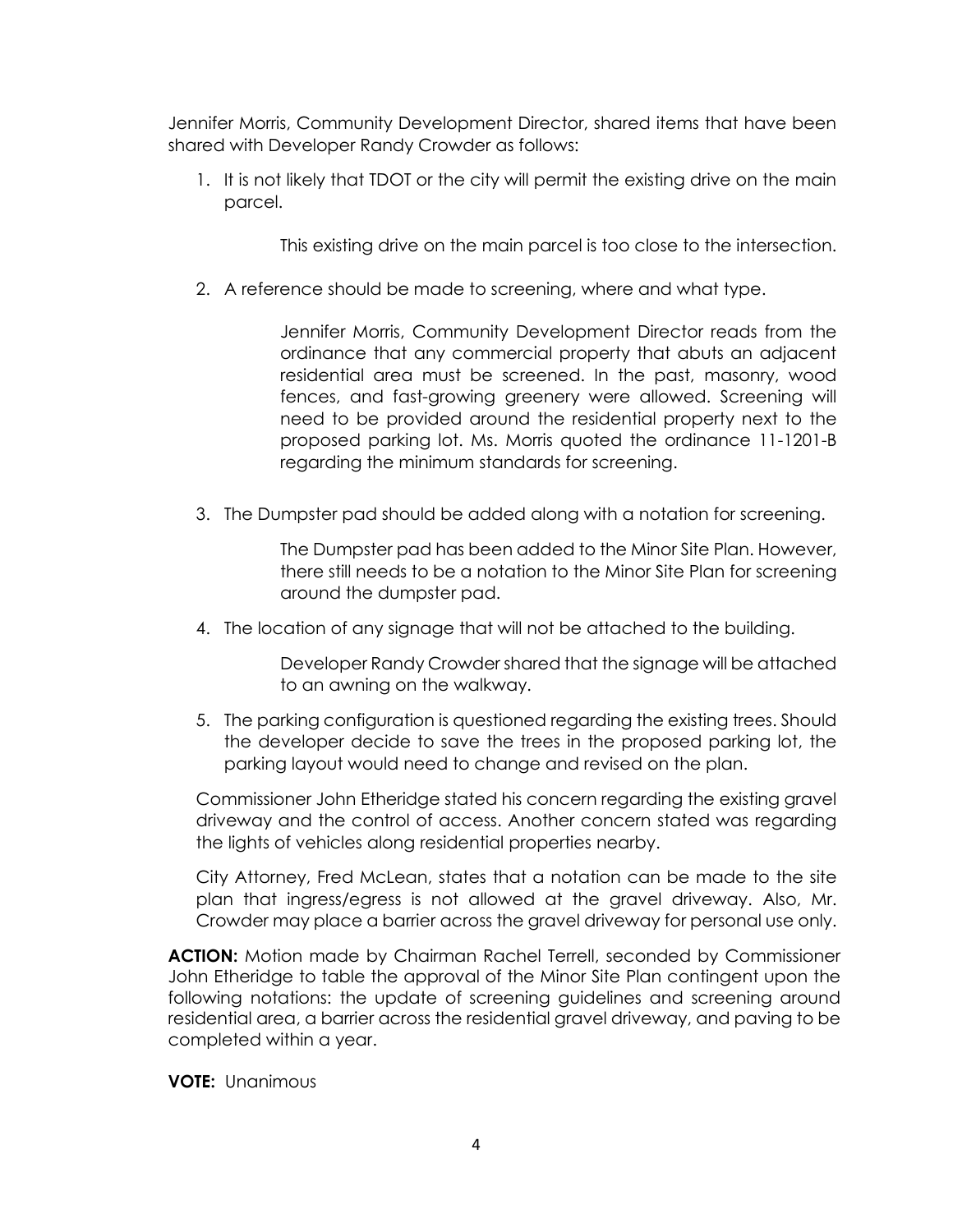Jennifer Morris, Community Development Director, shared items that have been shared with Developer Randy Crowder as follows:

1. It is not likely that TDOT or the city will permit the existing drive on the main parcel.

   This existing drive on the main parcel is too close to the intersection.

2. A reference should be made to screening, where and what type.

   Jennifer Morris, Community Development Director reads from the ordinance that any commercial property that abuts an adjacent residential area must be screened. In the past, masonry, wood fences, and fast-growing greenery were allowed. Screening will need to be provided around the residential property next to the proposed parking lot. Ms. Morris quoted the ordinance 11-1201-B regarding the minimum standards for screening.

3. The Dumpster pad should be added along with a notation for screening.

   The Dumpster pad has been added to the Minor Site Plan. However, there still needs to be a notation to the Minor Site Plan for screening around the dumpster pad.

4. The location of any signage that will not be attached to the building.

   Developer Randy Crowder shared that the signage will be attached to an awning on the walkway.

5. The parking configuration is questioned regarding the existing trees. Should the developer decide to save the trees in the proposed parking lot, the parking layout would need to change and revised on the plan.

Commissioner John Etheridge stated his concern regarding the existing gravel driveway and the control of access. Another concern stated was regarding the lights of vehicles along residential properties nearby.

City Attorney, Fred McLean, states that a notation can be made to the site plan that ingress/egress is not allowed at the gravel driveway. Also, Mr. Crowder may place a barrier across the gravel driveway for personal use only.

**ACTION:** Motion made by Chairman Rachel Terrell, seconded by Commissioner John Etheridge to table the approval of the Minor Site Plan contingent upon the following notations: the update of screening guidelines and screening around residential area, a barrier across the residential gravel driveway, and paving to be completed within a year.

**VOTE:** Unanimous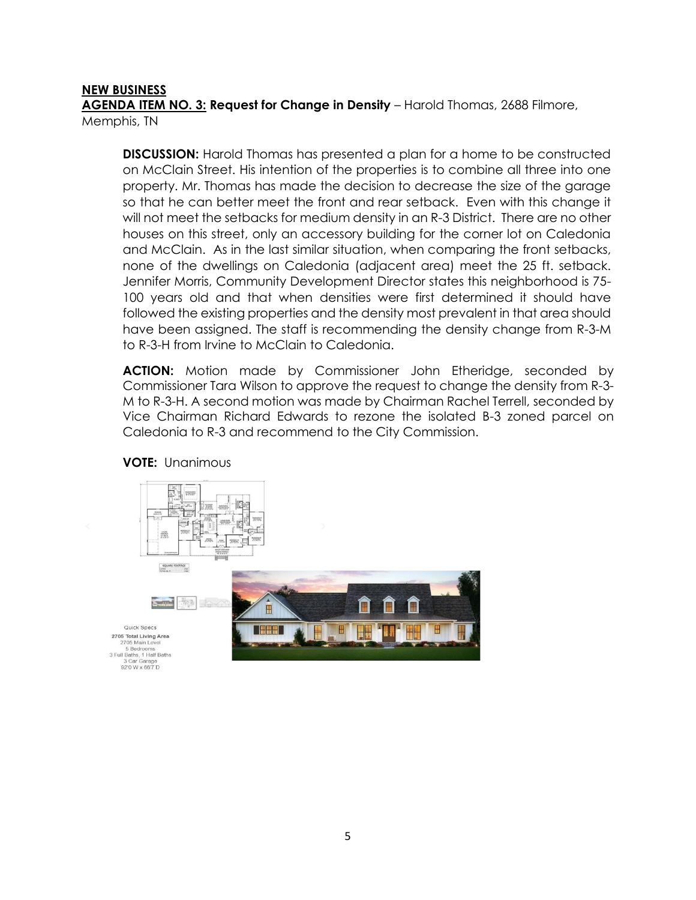**NEW BUSINESS**

**AGENDA ITEM NO. 3: Request for Change in Density** – Harold Thomas, 2688 Filmore, Memphis, TN

**DISCUSSION:** Harold Thomas has presented a plan for a home to be constructed on McClain Street. His intention of the properties is to combine all three into one property. Mr. Thomas has made the decision to decrease the size of the garage so that he can better meet the front and rear setback. Even with this change it will not meet the setbacks for medium density in an R-3 District. There are no other houses on this street, only an accessory building for the corner lot on Caledonia and McClain. As in the last similar situation, when comparing the front setbacks, none of the dwellings on Caledonia (adjacent area) meet the 25 ft. setback. Jennifer Morris, Community Development Director states this neighborhood is 75-100 years old and that when densities were first determined it should have followed the existing properties and the density most prevalent in that area should have been assigned. The staff is recommending the density change from R-3-M to R-3-H from Irvine to McClain to Caledonia.

**ACTION:** Motion made by Commissioner John Etheridge, seconded by Commissioner Tara Wilson to approve the request to change the density from R-3-M to R-3-H. A second motion was made by Chairman Rachel Terrell, seconded by Vice Chairman Richard Edwards to rezone the isolated B-3 zoned parcel on Caledonia to R-3 and recommend to the City Commission.

**VOTE:** Unanimous

Quick Specs
2705 Total Living Area
2705 Main Level
5 Bedrooms
3 Full Baths, 1 Half Baths
3 Car Garage
92'0 W x 66'7 D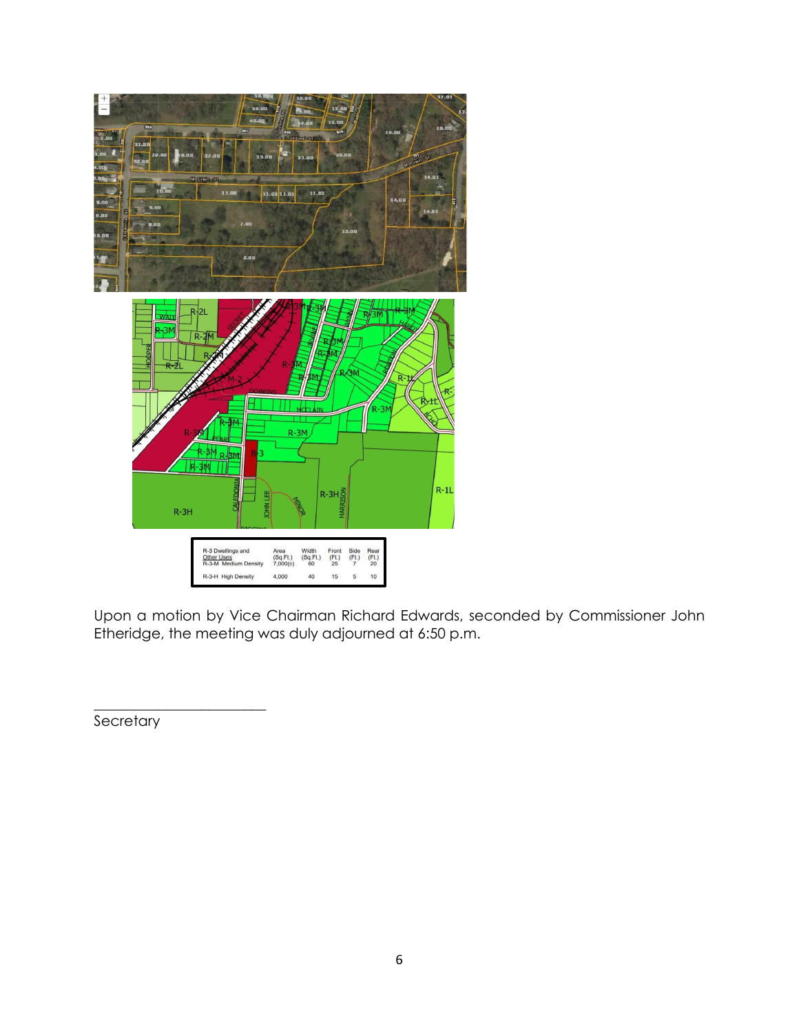| R-3 Dwellings and Other Uses | Area (Sq.Ft.) | Width (Sq.Ft.) | Front (Ft.) | Side (Ft.) | Rear (Ft.) |
|---|---|---|---|---|---|
| R-3-M Medium Density | 7,000(c) | 60 | 25 | 7 | 20 |
| R-3-H High Density | 4,000 | 40 | 15 | 5 | 10 |

Upon a motion by Vice Chairman Richard Edwards, seconded by Commissioner John Etheridge, the meeting was duly adjourned at 6:50 p.m.

_________________________

Secretary